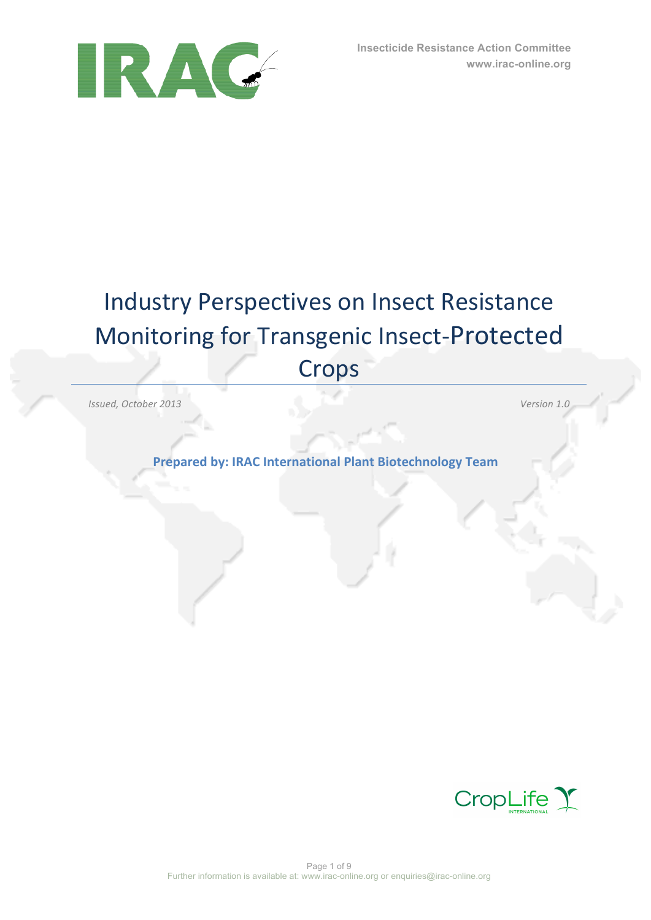Insecticide Resistance Action Committee
www.irac-online.org

# Industry Perspectives on Insect Resistance Monitoring for Transgenic Insect-Protected Crops

*Issued, October 2013*

*Version 1.0*

**Prepared by: IRAC International Plant Biotechnology Team**

Further information is available at: www.irac-online.org or enquiries@irac-online.org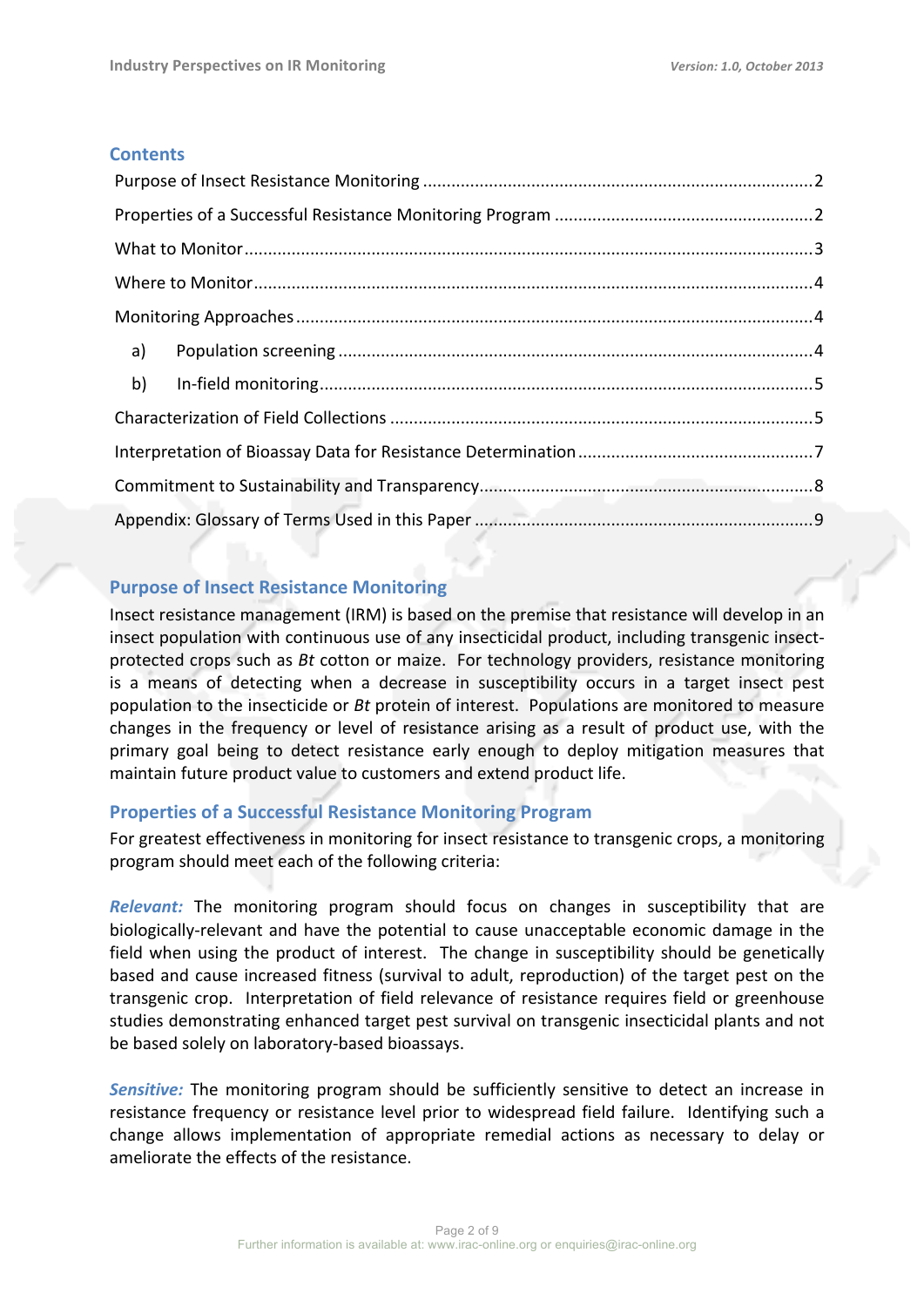## Contents

Purpose of Insect Resistance Monitoring ....................................................................................2

Properties of a Successful Resistance Monitoring Program ........................................................2

What to Monitor..........................................................................................................................3

Where to Monitor........................................................................................................................4

Monitoring Approaches...............................................................................................................4

- a) Population screening ...........................................................................................................4
- b) In-field monitoring................................................................................................................5

Characterization of Field Collections ..........................................................................................5

Interpretation of Bioassay Data for Resistance Determination ..................................................7

Commitment to Sustainability and Transparency.......................................................................8

Appendix: Glossary of Terms Used in this Paper .......................................................................9

## Purpose of Insect Resistance Monitoring

Insect resistance management (IRM) is based on the premise that resistance will develop in an insect population with continuous use of any insecticidal product, including transgenic insect-protected crops such as *Bt* cotton or maize. For technology providers, resistance monitoring is a means of detecting when a decrease in susceptibility occurs in a target insect pest population to the insecticide or *Bt* protein of interest. Populations are monitored to measure changes in the frequency or level of resistance arising as a result of product use, with the primary goal being to detect resistance early enough to deploy mitigation measures that maintain future product value to customers and extend product life.

## Properties of a Successful Resistance Monitoring Program

For greatest effectiveness in monitoring for insect resistance to transgenic crops, a monitoring program should meet each of the following criteria:

***Relevant:*** The monitoring program should focus on changes in susceptibility that are biologically-relevant and have the potential to cause unacceptable economic damage in the field when using the product of interest. The change in susceptibility should be genetically based and cause increased fitness (survival to adult, reproduction) of the target pest on the transgenic crop. Interpretation of field relevance of resistance requires field or greenhouse studies demonstrating enhanced target pest survival on transgenic insecticidal plants and not be based solely on laboratory-based bioassays.

***Sensitive:*** The monitoring program should be sufficiently sensitive to detect an increase in resistance frequency or resistance level prior to widespread field failure. Identifying such a change allows implementation of appropriate remedial actions as necessary to delay or ameliorate the effects of the resistance.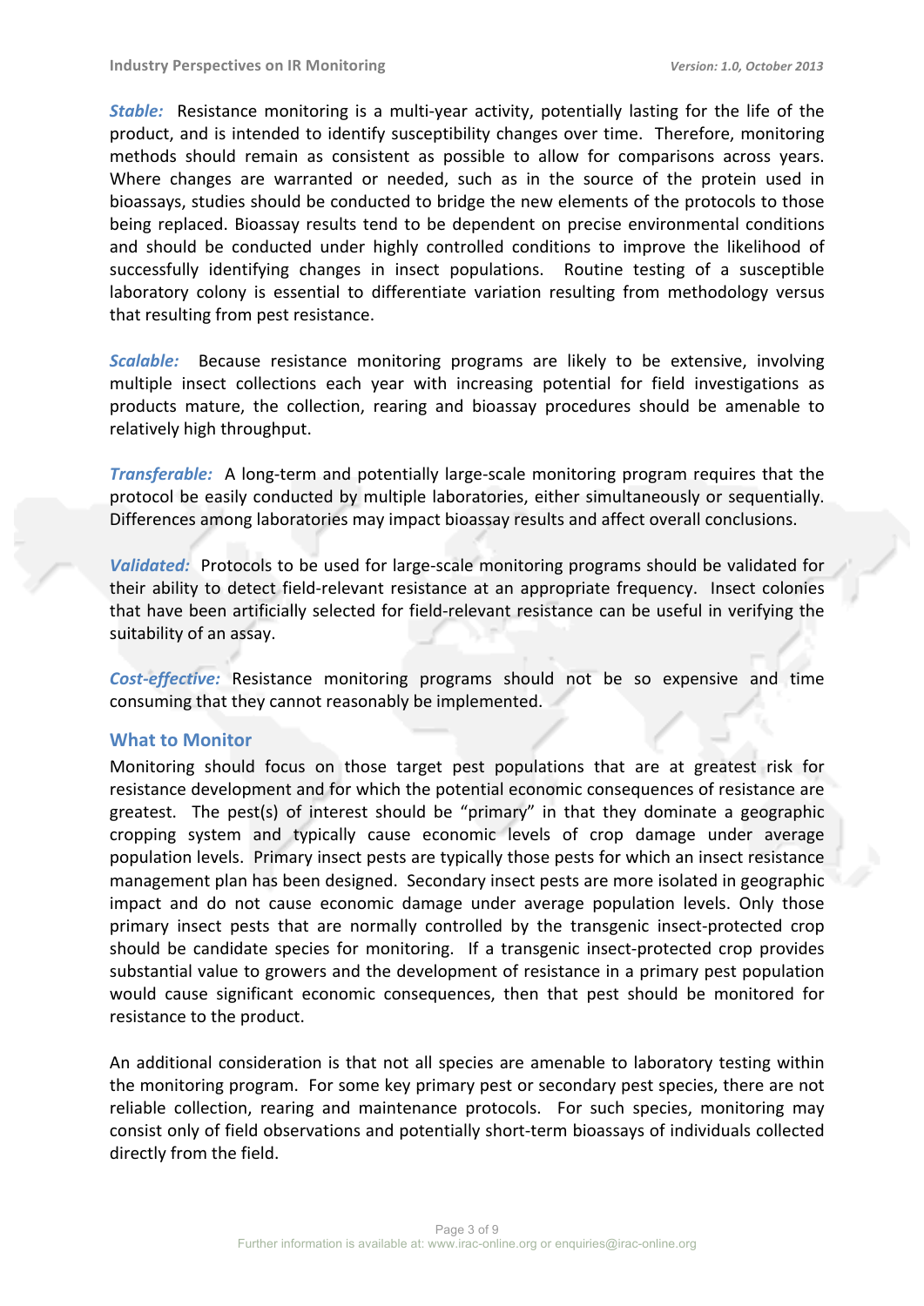***Stable:*** Resistance monitoring is a multi-year activity, potentially lasting for the life of the product, and is intended to identify susceptibility changes over time. Therefore, monitoring methods should remain as consistent as possible to allow for comparisons across years. Where changes are warranted or needed, such as in the source of the protein used in bioassays, studies should be conducted to bridge the new elements of the protocols to those being replaced. Bioassay results tend to be dependent on precise environmental conditions and should be conducted under highly controlled conditions to improve the likelihood of successfully identifying changes in insect populations. Routine testing of a susceptible laboratory colony is essential to differentiate variation resulting from methodology versus that resulting from pest resistance.

***Scalable:*** Because resistance monitoring programs are likely to be extensive, involving multiple insect collections each year with increasing potential for field investigations as products mature, the collection, rearing and bioassay procedures should be amenable to relatively high throughput.

***Transferable:*** A long-term and potentially large-scale monitoring program requires that the protocol be easily conducted by multiple laboratories, either simultaneously or sequentially. Differences among laboratories may impact bioassay results and affect overall conclusions.

***Validated:*** Protocols to be used for large-scale monitoring programs should be validated for their ability to detect field-relevant resistance at an appropriate frequency. Insect colonies that have been artificially selected for field-relevant resistance can be useful in verifying the suitability of an assay.

***Cost-effective:*** Resistance monitoring programs should not be so expensive and time consuming that they cannot reasonably be implemented.

## What to Monitor

Monitoring should focus on those target pest populations that are at greatest risk for resistance development and for which the potential economic consequences of resistance are greatest. The pest(s) of interest should be "primary" in that they dominate a geographic cropping system and typically cause economic levels of crop damage under average population levels. Primary insect pests are typically those pests for which an insect resistance management plan has been designed. Secondary insect pests are more isolated in geographic impact and do not cause economic damage under average population levels. Only those primary insect pests that are normally controlled by the transgenic insect-protected crop should be candidate species for monitoring. If a transgenic insect-protected crop provides substantial value to growers and the development of resistance in a primary pest population would cause significant economic consequences, then that pest should be monitored for resistance to the product.

An additional consideration is that not all species are amenable to laboratory testing within the monitoring program. For some key primary pest or secondary pest species, there are not reliable collection, rearing and maintenance protocols. For such species, monitoring may consist only of field observations and potentially short-term bioassays of individuals collected directly from the field.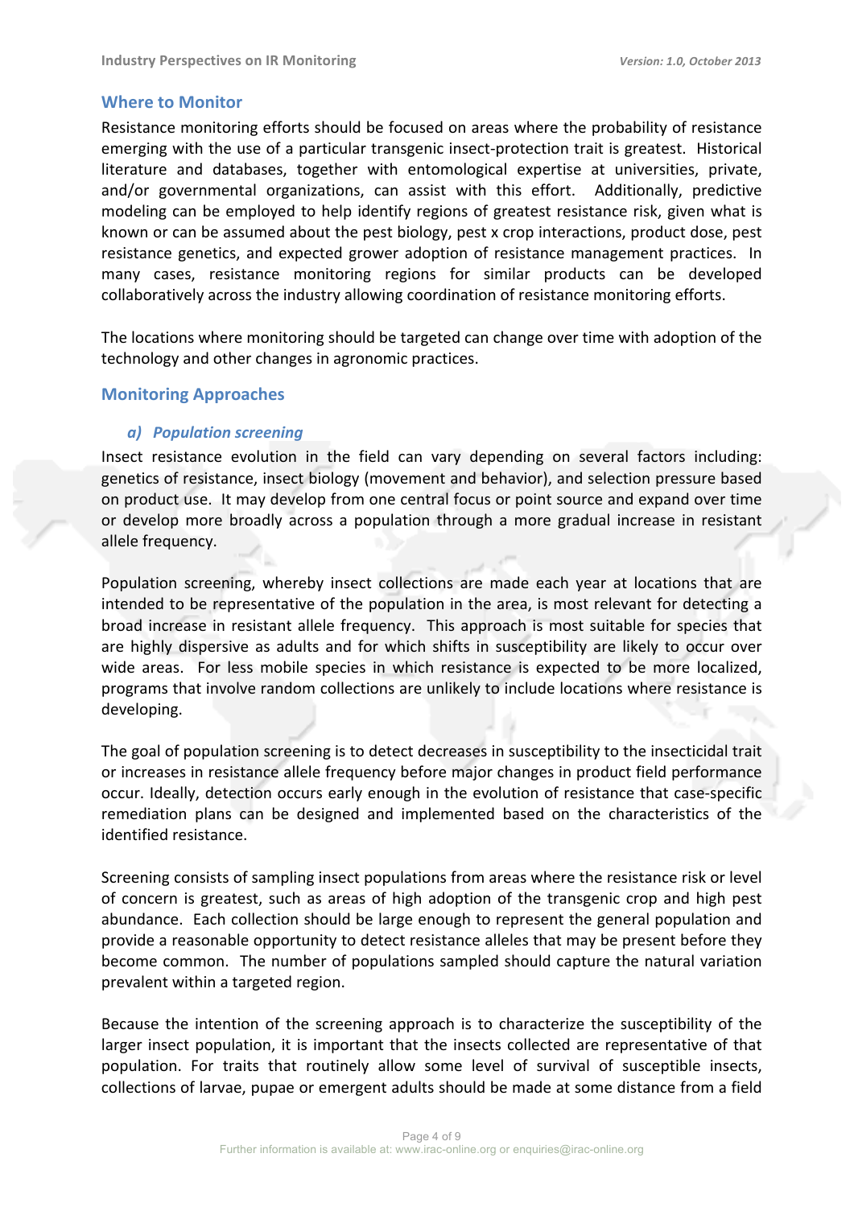## Where to Monitor

Resistance monitoring efforts should be focused on areas where the probability of resistance emerging with the use of a particular transgenic insect-protection trait is greatest. Historical literature and databases, together with entomological expertise at universities, private, and/or governmental organizations, can assist with this effort. Additionally, predictive modeling can be employed to help identify regions of greatest resistance risk, given what is known or can be assumed about the pest biology, pest x crop interactions, product dose, pest resistance genetics, and expected grower adoption of resistance management practices. In many cases, resistance monitoring regions for similar products can be developed collaboratively across the industry allowing coordination of resistance monitoring efforts.

The locations where monitoring should be targeted can change over time with adoption of the technology and other changes in agronomic practices.

## Monitoring Approaches

### *a) Population screening*

Insect resistance evolution in the field can vary depending on several factors including: genetics of resistance, insect biology (movement and behavior), and selection pressure based on product use. It may develop from one central focus or point source and expand over time or develop more broadly across a population through a more gradual increase in resistant allele frequency.

Population screening, whereby insect collections are made each year at locations that are intended to be representative of the population in the area, is most relevant for detecting a broad increase in resistant allele frequency. This approach is most suitable for species that are highly dispersive as adults and for which shifts in susceptibility are likely to occur over wide areas. For less mobile species in which resistance is expected to be more localized, programs that involve random collections are unlikely to include locations where resistance is developing.

The goal of population screening is to detect decreases in susceptibility to the insecticidal trait or increases in resistance allele frequency before major changes in product field performance occur. Ideally, detection occurs early enough in the evolution of resistance that case-specific remediation plans can be designed and implemented based on the characteristics of the identified resistance.

Screening consists of sampling insect populations from areas where the resistance risk or level of concern is greatest, such as areas of high adoption of the transgenic crop and high pest abundance. Each collection should be large enough to represent the general population and provide a reasonable opportunity to detect resistance alleles that may be present before they become common. The number of populations sampled should capture the natural variation prevalent within a targeted region.

Because the intention of the screening approach is to characterize the susceptibility of the larger insect population, it is important that the insects collected are representative of that population. For traits that routinely allow some level of survival of susceptible insects, collections of larvae, pupae or emergent adults should be made at some distance from a field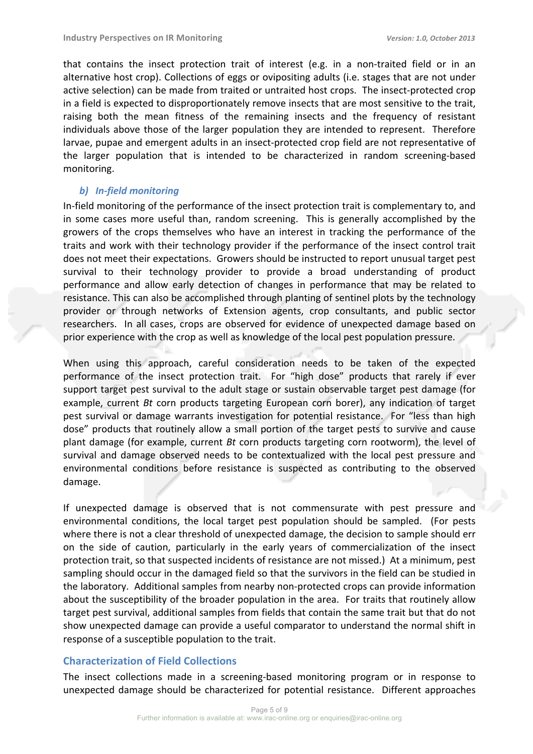that contains the insect protection trait of interest (e.g. in a non-traited field or in an alternative host crop). Collections of eggs or ovipositing adults (i.e. stages that are not under active selection) can be made from traited or untraited host crops. The insect-protected crop in a field is expected to disproportionately remove insects that are most sensitive to the trait, raising both the mean fitness of the remaining insects and the frequency of resistant individuals above those of the larger population they are intended to represent. Therefore larvae, pupae and emergent adults in an insect-protected crop field are not representative of the larger population that is intended to be characterized in random screening-based monitoring.

### *b) In-field monitoring*

In-field monitoring of the performance of the insect protection trait is complementary to, and in some cases more useful than, random screening. This is generally accomplished by the growers of the crops themselves who have an interest in tracking the performance of the traits and work with their technology provider if the performance of the insect control trait does not meet their expectations. Growers should be instructed to report unusual target pest survival to their technology provider to provide a broad understanding of product performance and allow early detection of changes in performance that may be related to resistance. This can also be accomplished through planting of sentinel plots by the technology provider or through networks of Extension agents, crop consultants, and public sector researchers. In all cases, crops are observed for evidence of unexpected damage based on prior experience with the crop as well as knowledge of the local pest population pressure.

When using this approach, careful consideration needs to be taken of the expected performance of the insect protection trait. For "high dose" products that rarely if ever support target pest survival to the adult stage or sustain observable target pest damage (for example, current *Bt* corn products targeting European corn borer), any indication of target pest survival or damage warrants investigation for potential resistance. For "less than high dose" products that routinely allow a small portion of the target pests to survive and cause plant damage (for example, current *Bt* corn products targeting corn rootworm), the level of survival and damage observed needs to be contextualized with the local pest pressure and environmental conditions before resistance is suspected as contributing to the observed damage.

If unexpected damage is observed that is not commensurate with pest pressure and environmental conditions, the local target pest population should be sampled. (For pests where there is not a clear threshold of unexpected damage, the decision to sample should err on the side of caution, particularly in the early years of commercialization of the insect protection trait, so that suspected incidents of resistance are not missed.) At a minimum, pest sampling should occur in the damaged field so that the survivors in the field can be studied in the laboratory. Additional samples from nearby non-protected crops can provide information about the susceptibility of the broader population in the area. For traits that routinely allow target pest survival, additional samples from fields that contain the same trait but that do not show unexpected damage can provide a useful comparator to understand the normal shift in response of a susceptible population to the trait.

## Characterization of Field Collections

The insect collections made in a screening-based monitoring program or in response to unexpected damage should be characterized for potential resistance. Different approaches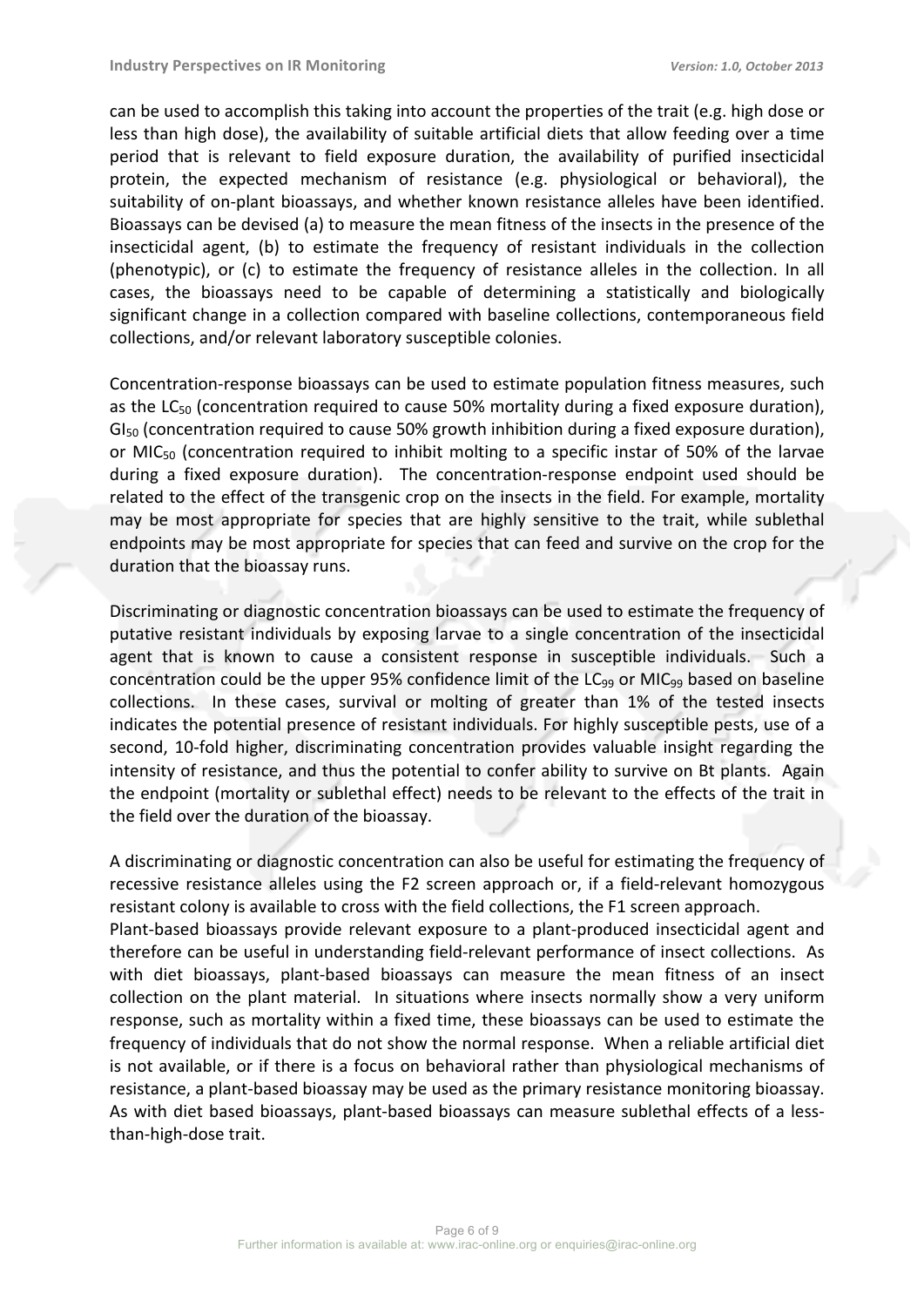can be used to accomplish this taking into account the properties of the trait (e.g. high dose or less than high dose), the availability of suitable artificial diets that allow feeding over a time period that is relevant to field exposure duration, the availability of purified insecticidal protein, the expected mechanism of resistance (e.g. physiological or behavioral), the suitability of on-plant bioassays, and whether known resistance alleles have been identified. Bioassays can be devised (a) to measure the mean fitness of the insects in the presence of the insecticidal agent, (b) to estimate the frequency of resistant individuals in the collection (phenotypic), or (c) to estimate the frequency of resistance alleles in the collection. In all cases, the bioassays need to be capable of determining a statistically and biologically significant change in a collection compared with baseline collections, contemporaneous field collections, and/or relevant laboratory susceptible colonies.

Concentration-response bioassays can be used to estimate population fitness measures, such as the $LC_{50}$ (concentration required to cause 50% mortality during a fixed exposure duration), $GI_{50}$ (concentration required to cause 50% growth inhibition during a fixed exposure duration), or $MIC_{50}$ (concentration required to inhibit molting to a specific instar of 50% of the larvae during a fixed exposure duration). The concentration-response endpoint used should be related to the effect of the transgenic crop on the insects in the field. For example, mortality may be most appropriate for species that are highly sensitive to the trait, while sublethal endpoints may be most appropriate for species that can feed and survive on the crop for the duration that the bioassay runs.

Discriminating or diagnostic concentration bioassays can be used to estimate the frequency of putative resistant individuals by exposing larvae to a single concentration of the insecticidal agent that is known to cause a consistent response in susceptible individuals. Such a concentration could be the upper 95% confidence limit of the $LC_{99}$ or $MIC_{99}$ based on baseline collections. In these cases, survival or molting of greater than 1% of the tested insects indicates the potential presence of resistant individuals. For highly susceptible pests, use of a second, 10-fold higher, discriminating concentration provides valuable insight regarding the intensity of resistance, and thus the potential to confer ability to survive on Bt plants. Again the endpoint (mortality or sublethal effect) needs to be relevant to the effects of the trait in the field over the duration of the bioassay.

A discriminating or diagnostic concentration can also be useful for estimating the frequency of recessive resistance alleles using the F2 screen approach or, if a field-relevant homozygous resistant colony is available to cross with the field collections, the F1 screen approach.

Plant-based bioassays provide relevant exposure to a plant-produced insecticidal agent and therefore can be useful in understanding field-relevant performance of insect collections. As with diet bioassays, plant-based bioassays can measure the mean fitness of an insect collection on the plant material. In situations where insects normally show a very uniform response, such as mortality within a fixed time, these bioassays can be used to estimate the frequency of individuals that do not show the normal response. When a reliable artificial diet is not available, or if there is a focus on behavioral rather than physiological mechanisms of resistance, a plant-based bioassay may be used as the primary resistance monitoring bioassay. As with diet based bioassays, plant-based bioassays can measure sublethal effects of a less-than-high-dose trait.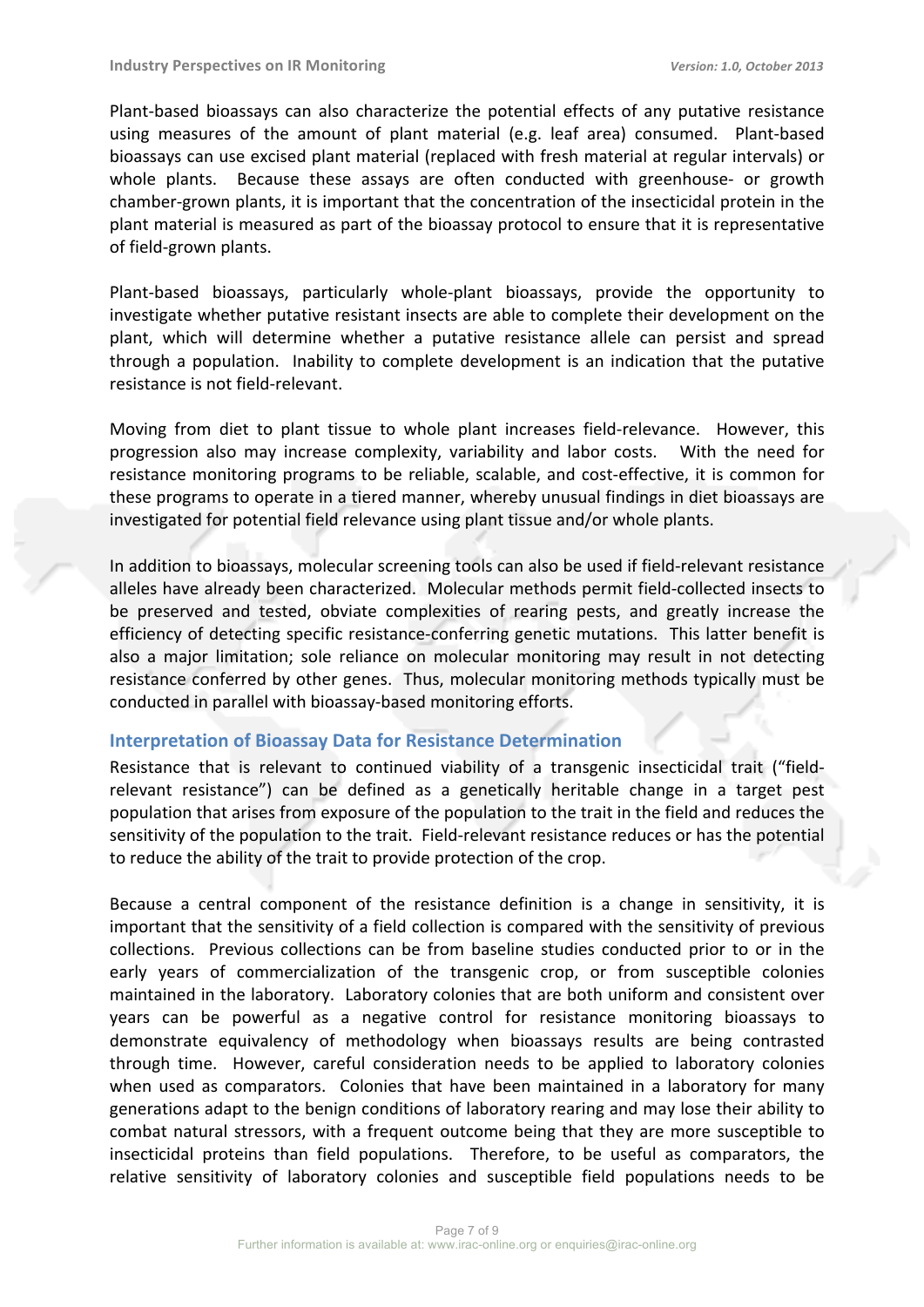Plant-based bioassays can also characterize the potential effects of any putative resistance using measures of the amount of plant material (e.g. leaf area) consumed. Plant-based bioassays can use excised plant material (replaced with fresh material at regular intervals) or whole plants. Because these assays are often conducted with greenhouse- or growth chamber-grown plants, it is important that the concentration of the insecticidal protein in the plant material is measured as part of the bioassay protocol to ensure that it is representative of field-grown plants.

Plant-based bioassays, particularly whole-plant bioassays, provide the opportunity to investigate whether putative resistant insects are able to complete their development on the plant, which will determine whether a putative resistance allele can persist and spread through a population. Inability to complete development is an indication that the putative resistance is not field-relevant.

Moving from diet to plant tissue to whole plant increases field-relevance. However, this progression also may increase complexity, variability and labor costs. With the need for resistance monitoring programs to be reliable, scalable, and cost-effective, it is common for these programs to operate in a tiered manner, whereby unusual findings in diet bioassays are investigated for potential field relevance using plant tissue and/or whole plants.

In addition to bioassays, molecular screening tools can also be used if field-relevant resistance alleles have already been characterized. Molecular methods permit field-collected insects to be preserved and tested, obviate complexities of rearing pests, and greatly increase the efficiency of detecting specific resistance-conferring genetic mutations. This latter benefit is also a major limitation; sole reliance on molecular monitoring may result in not detecting resistance conferred by other genes. Thus, molecular monitoring methods typically must be conducted in parallel with bioassay-based monitoring efforts.

## Interpretation of Bioassay Data for Resistance Determination

Resistance that is relevant to continued viability of a transgenic insecticidal trait ("field-relevant resistance") can be defined as a genetically heritable change in a target pest population that arises from exposure of the population to the trait in the field and reduces the sensitivity of the population to the trait. Field-relevant resistance reduces or has the potential to reduce the ability of the trait to provide protection of the crop.

Because a central component of the resistance definition is a change in sensitivity, it is important that the sensitivity of a field collection is compared with the sensitivity of previous collections. Previous collections can be from baseline studies conducted prior to or in the early years of commercialization of the transgenic crop, or from susceptible colonies maintained in the laboratory. Laboratory colonies that are both uniform and consistent over years can be powerful as a negative control for resistance monitoring bioassays to demonstrate equivalency of methodology when bioassays results are being contrasted through time. However, careful consideration needs to be applied to laboratory colonies when used as comparators. Colonies that have been maintained in a laboratory for many generations adapt to the benign conditions of laboratory rearing and may lose their ability to combat natural stressors, with a frequent outcome being that they are more susceptible to insecticidal proteins than field populations. Therefore, to be useful as comparators, the relative sensitivity of laboratory colonies and susceptible field populations needs to be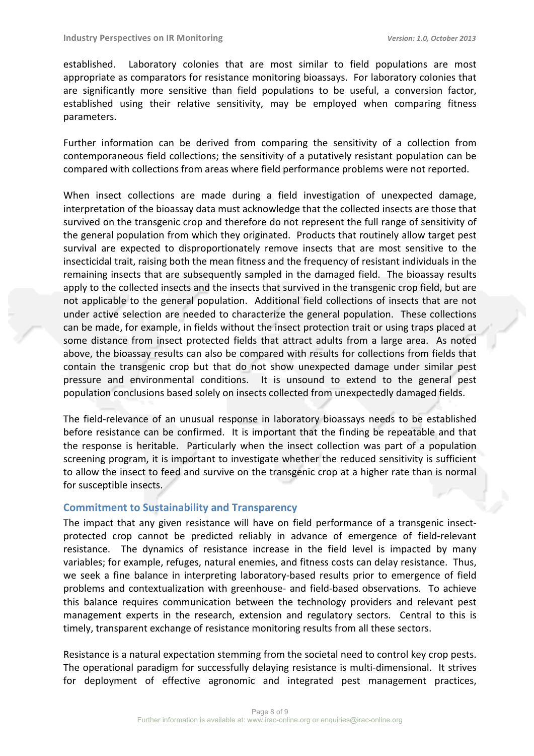established. Laboratory colonies that are most similar to field populations are most appropriate as comparators for resistance monitoring bioassays. For laboratory colonies that are significantly more sensitive than field populations to be useful, a conversion factor, established using their relative sensitivity, may be employed when comparing fitness parameters.

Further information can be derived from comparing the sensitivity of a collection from contemporaneous field collections; the sensitivity of a putatively resistant population can be compared with collections from areas where field performance problems were not reported.

When insect collections are made during a field investigation of unexpected damage, interpretation of the bioassay data must acknowledge that the collected insects are those that survived on the transgenic crop and therefore do not represent the full range of sensitivity of the general population from which they originated. Products that routinely allow target pest survival are expected to disproportionately remove insects that are most sensitive to the insecticidal trait, raising both the mean fitness and the frequency of resistant individuals in the remaining insects that are subsequently sampled in the damaged field. The bioassay results apply to the collected insects and the insects that survived in the transgenic crop field, but are not applicable to the general population. Additional field collections of insects that are not under active selection are needed to characterize the general population. These collections can be made, for example, in fields without the insect protection trait or using traps placed at some distance from insect protected fields that attract adults from a large area. As noted above, the bioassay results can also be compared with results for collections from fields that contain the transgenic crop but that do not show unexpected damage under similar pest pressure and environmental conditions. It is unsound to extend to the general pest population conclusions based solely on insects collected from unexpectedly damaged fields.

The field-relevance of an unusual response in laboratory bioassays needs to be established before resistance can be confirmed. It is important that the finding be repeatable and that the response is heritable. Particularly when the insect collection was part of a population screening program, it is important to investigate whether the reduced sensitivity is sufficient to allow the insect to feed and survive on the transgenic crop at a higher rate than is normal for susceptible insects.

## Commitment to Sustainability and Transparency

The impact that any given resistance will have on field performance of a transgenic insect-protected crop cannot be predicted reliably in advance of emergence of field-relevant resistance. The dynamics of resistance increase in the field level is impacted by many variables; for example, refuges, natural enemies, and fitness costs can delay resistance. Thus, we seek a fine balance in interpreting laboratory-based results prior to emergence of field problems and contextualization with greenhouse- and field-based observations. To achieve this balance requires communication between the technology providers and relevant pest management experts in the research, extension and regulatory sectors. Central to this is timely, transparent exchange of resistance monitoring results from all these sectors.

Resistance is a natural expectation stemming from the societal need to control key crop pests. The operational paradigm for successfully delaying resistance is multi-dimensional. It strives for deployment of effective agronomic and integrated pest management practices,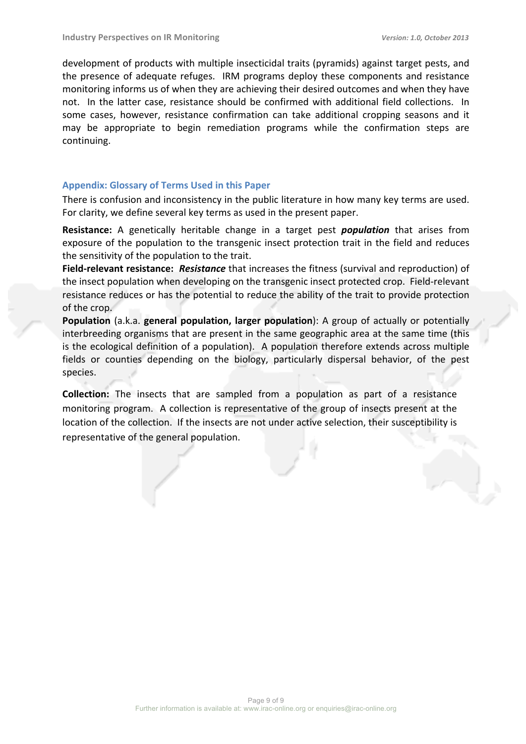development of products with multiple insecticidal traits (pyramids) against target pests, and the presence of adequate refuges. IRM programs deploy these components and resistance monitoring informs us of when they are achieving their desired outcomes and when they have not. In the latter case, resistance should be confirmed with additional field collections. In some cases, however, resistance confirmation can take additional cropping seasons and it may be appropriate to begin remediation programs while the confirmation steps are continuing.

## Appendix: Glossary of Terms Used in this Paper

There is confusion and inconsistency in the public literature in how many key terms are used. For clarity, we define several key terms as used in the present paper.

**Resistance:** A genetically heritable change in a target pest ***population*** that arises from exposure of the population to the transgenic insect protection trait in the field and reduces the sensitivity of the population to the trait.

**Field-relevant resistance:** ***Resistance*** that increases the fitness (survival and reproduction) of the insect population when developing on the transgenic insect protected crop. Field-relevant resistance reduces or has the potential to reduce the ability of the trait to provide protection of the crop.

**Population** (a.k.a. **general population, larger population**): A group of actually or potentially interbreeding organisms that are present in the same geographic area at the same time (this is the ecological definition of a population). A population therefore extends across multiple fields or counties depending on the biology, particularly dispersal behavior, of the pest species.

**Collection:** The insects that are sampled from a population as part of a resistance monitoring program. A collection is representative of the group of insects present at the location of the collection. If the insects are not under active selection, their susceptibility is representative of the general population.